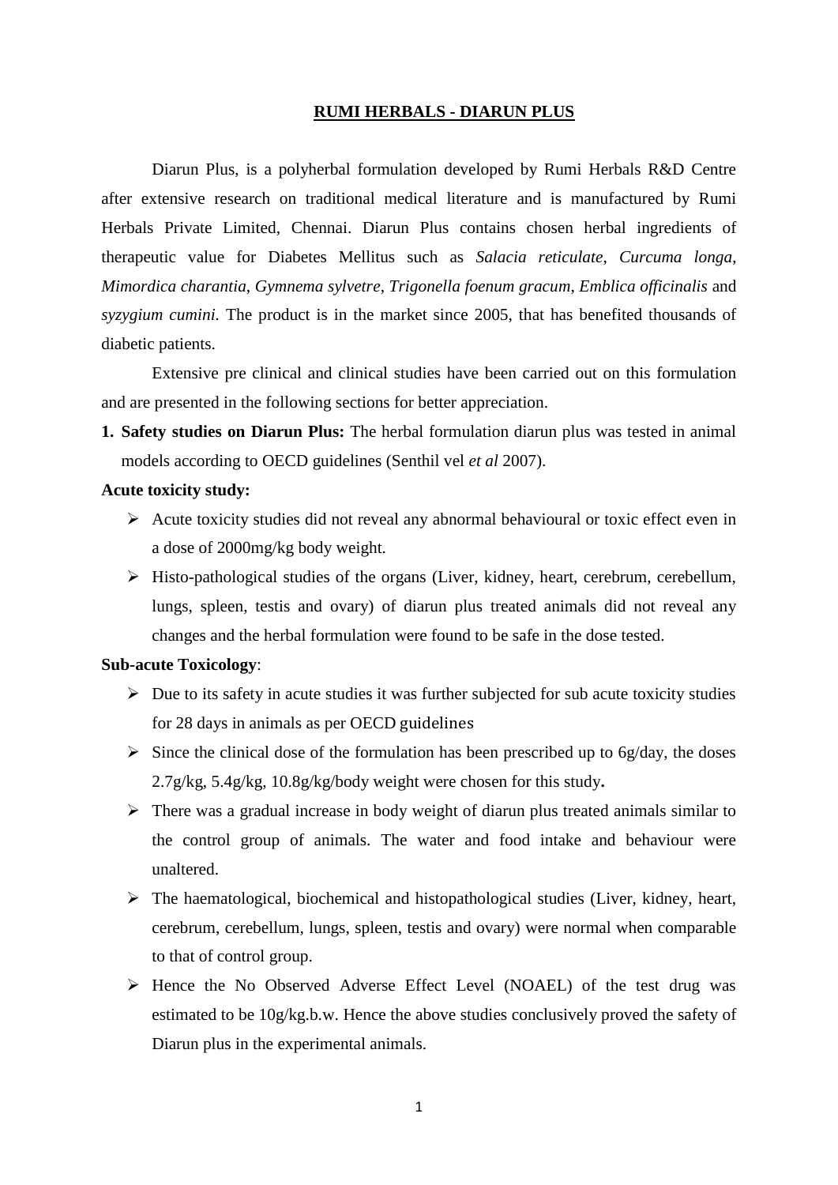# RUMI HERBALS - DIARUN PLUS

Diarun Plus, is a polyherbal formulation developed by Rumi Herbals R&D Centre after extensive research on traditional medical literature and is manufactured by Rumi Herbals Private Limited, Chennai. Diarun Plus contains chosen herbal ingredients of therapeutic value for Diabetes Mellitus such as *Salacia reticulate*, *Curcuma longa*, *Mimordica charantia*, *Gymnema sylvetre*, *Trigonella foenum gracum*, *Emblica officinalis* and *syzygium cumini.* The product is in the market since 2005, that has benefited thousands of diabetic patients.

Extensive pre clinical and clinical studies have been carried out on this formulation and are presented in the following sections for better appreciation.

1. **Safety studies on Diarun Plus:** The herbal formulation diarun plus was tested in animal models according to OECD guidelines (Senthil vel *et al* 2007).

**Acute toxicity study:**

- Acute toxicity studies did not reveal any abnormal behavioural or toxic effect even in a dose of 2000mg/kg body weight.
- Histo-pathological studies of the organs (Liver, kidney, heart, cerebrum, cerebellum, lungs, spleen, testis and ovary) of diarun plus treated animals did not reveal any changes and the herbal formulation were found to be safe in the dose tested.

**Sub-acute Toxicology**:

- Due to its safety in acute studies it was further subjected for sub acute toxicity studies for 28 days in animals as per OECD guidelines
- Since the clinical dose of the formulation has been prescribed up to 6g/day, the doses 2.7g/kg, 5.4g/kg, 10.8g/kg/body weight were chosen for this study**.**
- There was a gradual increase in body weight of diarun plus treated animals similar to the control group of animals. The water and food intake and behaviour were unaltered.
- The haematological, biochemical and histopathological studies (Liver, kidney, heart, cerebrum, cerebellum, lungs, spleen, testis and ovary) were normal when comparable to that of control group.
- Hence the No Observed Adverse Effect Level (NOAEL) of the test drug was estimated to be 10g/kg.b.w. Hence the above studies conclusively proved the safety of Diarun plus in the experimental animals.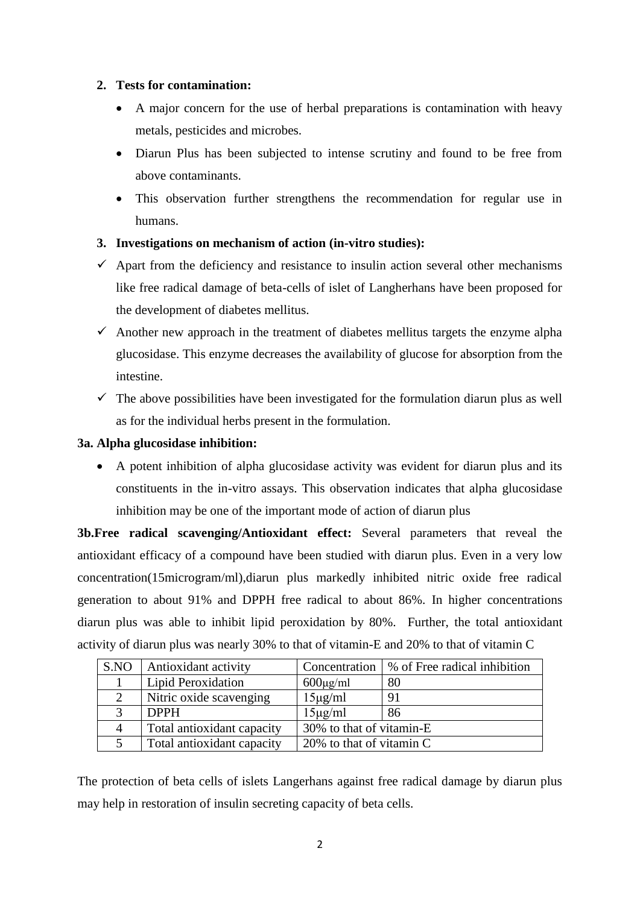2. **Tests for contamination:**
   - A major concern for the use of herbal preparations is contamination with heavy metals, pesticides and microbes.
   - Diarun Plus has been subjected to intense scrutiny and found to be free from above contaminants.
   - This observation further strengthens the recommendation for regular use in humans.
3. **Investigations on mechanism of action (in-vitro studies):**

- ✓ Apart from the deficiency and resistance to insulin action several other mechanisms like free radical damage of beta-cells of islet of Langherhans have been proposed for the development of diabetes mellitus.
- ✓ Another new approach in the treatment of diabetes mellitus targets the enzyme alpha glucosidase. This enzyme decreases the availability of glucose for absorption from the intestine.
- ✓ The above possibilities have been investigated for the formulation diarun plus as well as for the individual herbs present in the formulation.

**3a. Alpha glucosidase inhibition:**

- A potent inhibition of alpha glucosidase activity was evident for diarun plus and its constituents in the in-vitro assays. This observation indicates that alpha glucosidase inhibition may be one of the important mode of action of diarun plus

**3b.Free radical scavenging/Antioxidant effect:** Several parameters that reveal the antioxidant efficacy of a compound have been studied with diarun plus. Even in a very low concentration(15microgram/ml),diarun plus markedly inhibited nitric oxide free radical generation to about 91% and DPPH free radical to about 86%. In higher concentrations diarun plus was able to inhibit lipid peroxidation by 80%. Further, the total antioxidant activity of diarun plus was nearly 30% to that of vitamin-E and 20% to that of vitamin C

| S.NO | Antioxidant activity | Concentration | % of Free radical inhibition |
|---|---|---|---|
| 1 | Lipid Peroxidation | 600μg/ml | 80 |
| 2 | Nitric oxide scavenging | 15μg/ml | 91 |
| 3 | DPPH | 15μg/ml | 86 |
| 4 | Total antioxidant capacity | 30% to that of vitamin-E | |
| 5 | Total antioxidant capacity | 20% to that of vitamin C | |

The protection of beta cells of islets Langerhans against free radical damage by diarun plus may help in restoration of insulin secreting capacity of beta cells.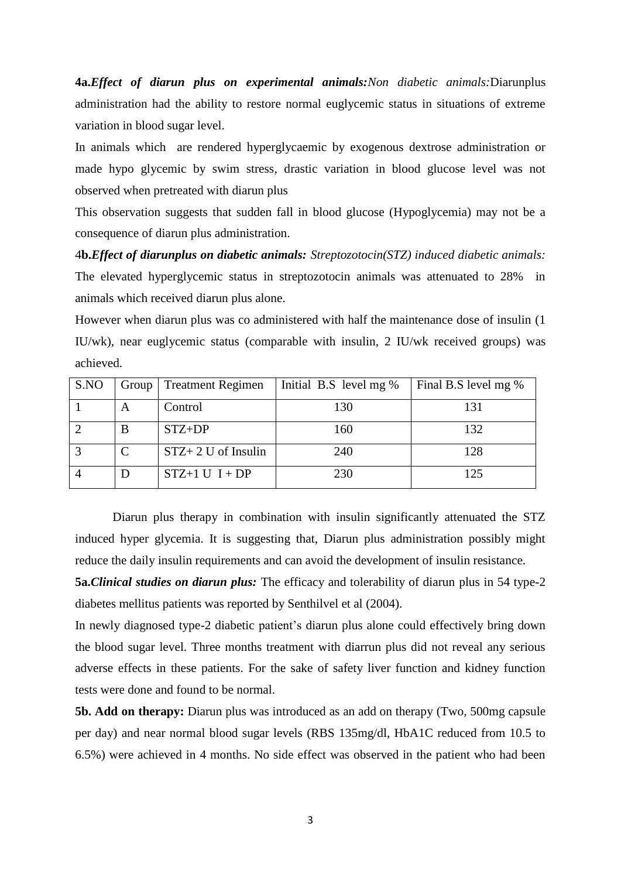**4a.*Effect of diarun plus on experimental animals:****Non diabetic animals:*Diarunplus administration had the ability to restore normal euglycemic status in situations of extreme variation in blood sugar level.

In animals which are rendered hyperglycaemic by exogenous dextrose administration or made hypo glycemic by swim stress, drastic variation in blood glucose level was not observed when pretreated with diarun plus

This observation suggests that sudden fall in blood glucose (Hypoglycemia) may not be a consequence of diarun plus administration.

4**b.*Effect of diarunplus on diabetic animals:*** *Streptozotocin(STZ) induced diabetic animals:* The elevated hyperglycemic status in streptozotocin animals was attenuated to 28% in animals which received diarun plus alone.

However when diarun plus was co administered with half the maintenance dose of insulin (1 IU/wk), near euglycemic status (comparable with insulin, 2 IU/wk received groups) was achieved.

| S.NO | Group | Treatment Regimen | Initial B.S level mg % | Final B.S level mg % |
|---|---|---|---|---|
| 1 | A | Control | 130 | 131 |
| 2 | B | STZ+DP | 160 | 132 |
| 3 | C | STZ+ 2 U of Insulin | 240 | 128 |
| 4 | D | STZ+1 U I + DP | 230 | 125 |

Diarun plus therapy in combination with insulin significantly attenuated the STZ induced hyper glycemia. It is suggesting that, Diarun plus administration possibly might reduce the daily insulin requirements and can avoid the development of insulin resistance.

**5a.*Clinical studies on diarun plus:*** The efficacy and tolerability of diarun plus in 54 type-2 diabetes mellitus patients was reported by Senthilvel et al (2004).

In newly diagnosed type-2 diabetic patient's diarun plus alone could effectively bring down the blood sugar level. Three months treatment with diarrun plus did not reveal any serious adverse effects in these patients. For the sake of safety liver function and kidney function tests were done and found to be normal.

**5b. Add on therapy:** Diarun plus was introduced as an add on therapy (Two, 500mg capsule per day) and near normal blood sugar levels (RBS 135mg/dl, HbA1C reduced from 10.5 to 6.5%) were achieved in 4 months. No side effect was observed in the patient who had been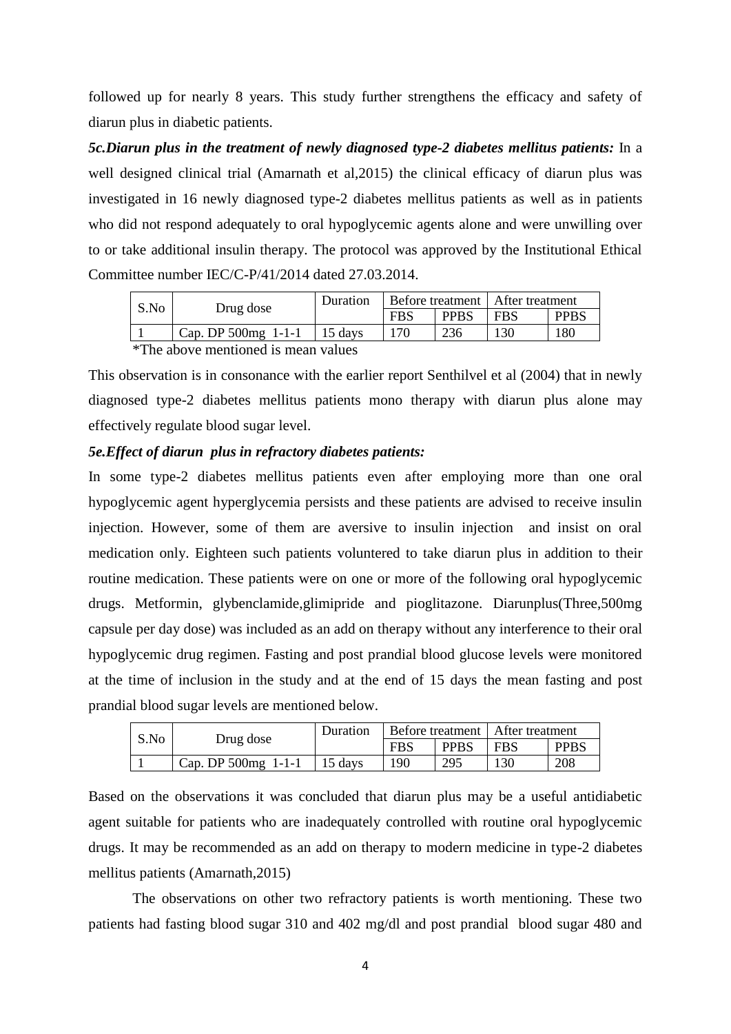followed up for nearly 8 years. This study further strengthens the efficacy and safety of diarun plus in diabetic patients.

***5c.Diarun plus in the treatment of newly diagnosed type-2 diabetes mellitus patients:*** In a well designed clinical trial (Amarnath et al,2015) the clinical efficacy of diarun plus was investigated in 16 newly diagnosed type-2 diabetes mellitus patients as well as in patients who did not respond adequately to oral hypoglycemic agents alone and were unwilling over to or take additional insulin therapy. The protocol was approved by the Institutional Ethical Committee number IEC/C-P/41/2014 dated 27.03.2014.

| S.No | Drug dose | Duration | Before treatment | | After treatment | |
|---|---|---|---|---|---|---|
| | | | FBS | PPBS | FBS | PPBS |
| 1 | Cap. DP 500mg 1-1-1 | 15 days | 170 | 236 | 130 | 180 |

*The above mentioned is mean values

This observation is in consonance with the earlier report Senthilvel et al (2004) that in newly diagnosed type-2 diabetes mellitus patients mono therapy with diarun plus alone may effectively regulate blood sugar level.

***5e.Effect of diarun plus in refractory diabetes patients:***

In some type-2 diabetes mellitus patients even after employing more than one oral hypoglycemic agent hyperglycemia persists and these patients are advised to receive insulin injection. However, some of them are aversive to insulin injection and insist on oral medication only. Eighteen such patients volunteered to take diarun plus in addition to their routine medication. These patients were on one or more of the following oral hypoglycemic drugs. Metformin, glybenclamide,glimipride and pioglitazone. Diarunplus(Three,500mg capsule per day dose) was included as an add on therapy without any interference to their oral hypoglycemic drug regimen. Fasting and post prandial blood glucose levels were monitored at the time of inclusion in the study and at the end of 15 days the mean fasting and post prandial blood sugar levels are mentioned below.

| S.No | Drug dose | Duration | Before treatment | | After treatment | |
|---|---|---|---|---|---|---|
| | | | FBS | PPBS | FBS | PPBS |
| 1 | Cap. DP 500mg 1-1-1 | 15 days | 190 | 295 | 130 | 208 |

Based on the observations it was concluded that diarun plus may be a useful antidiabetic agent suitable for patients who are inadequately controlled with routine oral hypoglycemic drugs. It may be recommended as an add on therapy to modern medicine in type-2 diabetes mellitus patients (Amarnath,2015)

The observations on other two refractory patients is worth mentioning. These two patients had fasting blood sugar 310 and 402 mg/dl and post prandial blood sugar 480 and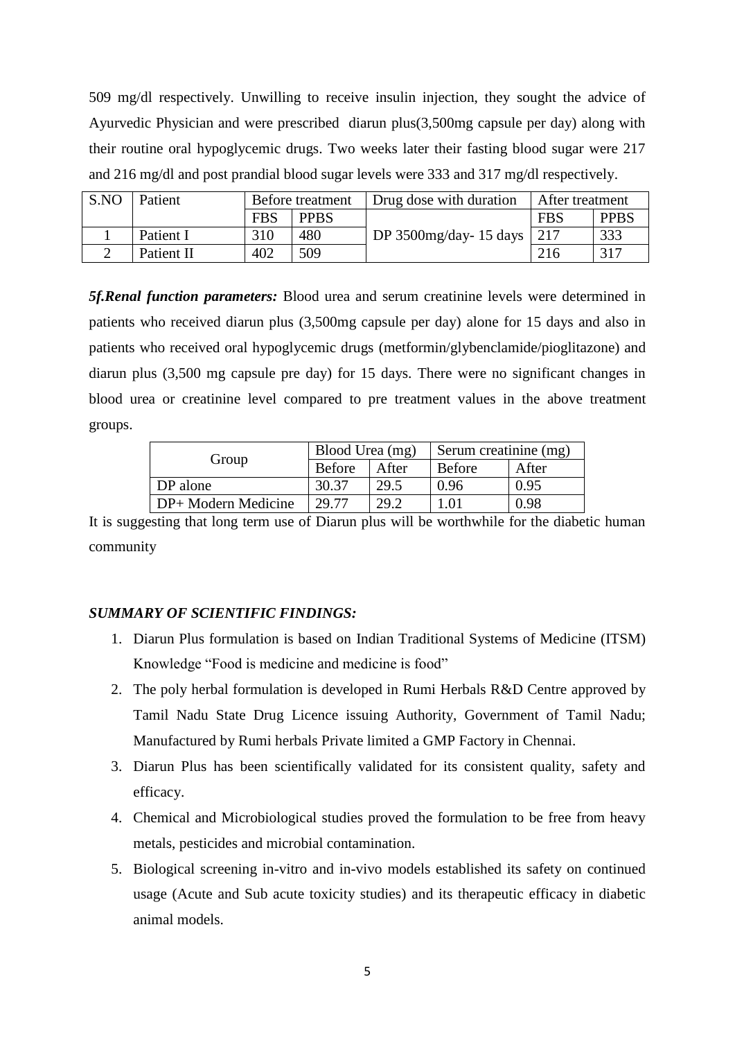509 mg/dl respectively. Unwilling to receive insulin injection, they sought the advice of Ayurvedic Physician and were prescribed diarun plus(3,500mg capsule per day) along with their routine oral hypoglycemic drugs. Two weeks later their fasting blood sugar were 217 and 216 mg/dl and post prandial blood sugar levels were 333 and 317 mg/dl respectively.

| S.NO | Patient | Before treatment | | Drug dose with duration | After treatment | |
|---|---|---|---|---|---|---|
| | | FBS | PPBS | | FBS | PPBS |
| 1 | Patient I | 310 | 480 | DP 3500mg/day- 15 days | 217 | 333 |
| 2 | Patient II | 402 | 509 | | 216 | 317 |

***5f.Renal function parameters:*** Blood urea and serum creatinine levels were determined in patients who received diarun plus (3,500mg capsule per day) alone for 15 days and also in patients who received oral hypoglycemic drugs (metformin/glybenclamide/pioglitazone) and diarun plus (3,500 mg capsule pre day) for 15 days. There were no significant changes in blood urea or creatinine level compared to pre treatment values in the above treatment groups.

| Group | Blood Urea (mg) | | Serum creatinine (mg) | |
|---|---|---|---|---|
| | Before | After | Before | After |
| DP alone | 30.37 | 29.5 | 0.96 | 0.95 |
| DP+ Modern Medicine | 29.77 | 29.2 | 1.01 | 0.98 |

It is suggesting that long term use of Diarun plus will be worthwhile for the diabetic human community

### *SUMMARY OF SCIENTIFIC FINDINGS:*

1. Diarun Plus formulation is based on Indian Traditional Systems of Medicine (ITSM) Knowledge "Food is medicine and medicine is food"
2. The poly herbal formulation is developed in Rumi Herbals R&D Centre approved by Tamil Nadu State Drug Licence issuing Authority, Government of Tamil Nadu; Manufactured by Rumi herbals Private limited a GMP Factory in Chennai.
3. Diarun Plus has been scientifically validated for its consistent quality, safety and efficacy.
4. Chemical and Microbiological studies proved the formulation to be free from heavy metals, pesticides and microbial contamination.
5. Biological screening in-vitro and in-vivo models established its safety on continued usage (Acute and Sub acute toxicity studies) and its therapeutic efficacy in diabetic animal models.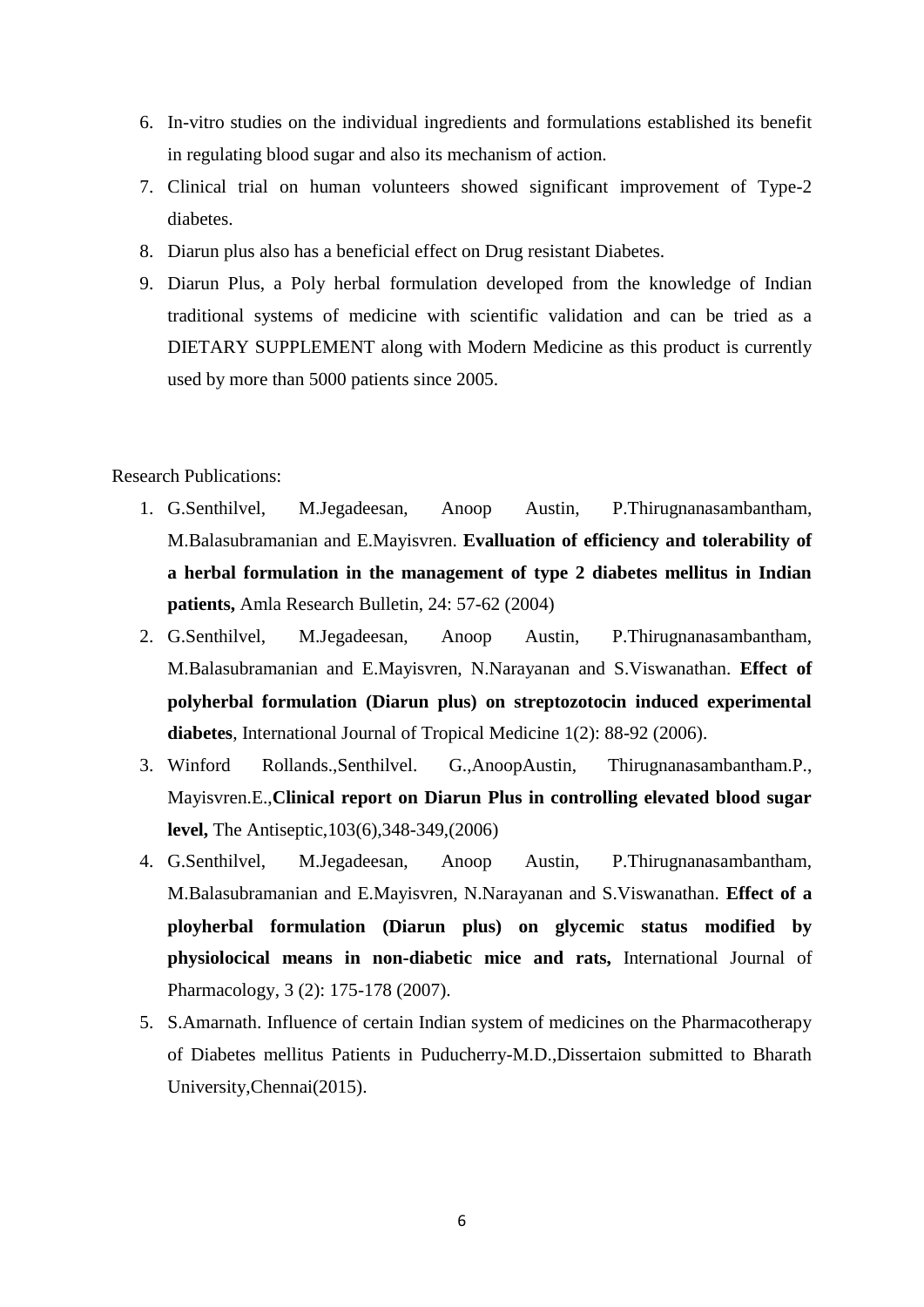6. In-vitro studies on the individual ingredients and formulations established its benefit in regulating blood sugar and also its mechanism of action.
7. Clinical trial on human volunteers showed significant improvement of Type-2 diabetes.
8. Diarun plus also has a beneficial effect on Drug resistant Diabetes.
9. Diarun Plus, a Poly herbal formulation developed from the knowledge of Indian traditional systems of medicine with scientific validation and can be tried as a DIETARY SUPPLEMENT along with Modern Medicine as this product is currently used by more than 5000 patients since 2005.

Research Publications:

1. G.Senthilvel, M.Jegadeesan, Anoop Austin, P.Thirugnanasambantham, M.Balasubramanian and E.Mayisvren. **Evalluation of efficiency and tolerability of a herbal formulation in the management of type 2 diabetes mellitus in Indian patients,** Amla Research Bulletin, 24: 57-62 (2004)
2. G.Senthilvel, M.Jegadeesan, Anoop Austin, P.Thirugnanasambantham, M.Balasubramanian and E.Mayisvren, N.Narayanan and S.Viswanathan. **Effect of polyherbal formulation (Diarun plus) on streptozotocin induced experimental diabetes**, International Journal of Tropical Medicine 1(2): 88-92 (2006).
3. Winford Rollands.,Senthilvel. G.,AnoopAustin, Thirugnanasambantham.P., Mayisvren.E.,**Clinical report on Diarun Plus in controlling elevated blood sugar level,** The Antiseptic,103(6),348-349,(2006)
4. G.Senthilvel, M.Jegadeesan, Anoop Austin, P.Thirugnanasambantham, M.Balasubramanian and E.Mayisvren, N.Narayanan and S.Viswanathan. **Effect of a ployherbal formulation (Diarun plus) on glycemic status modified by physiolocical means in non-diabetic mice and rats,** International Journal of Pharmacology, 3 (2): 175-178 (2007).
5. S.Amarnath. Influence of certain Indian system of medicines on the Pharmacotherapy of Diabetes mellitus Patients in Puducherry-M.D.,Dissertaion submitted to Bharath University,Chennai(2015).